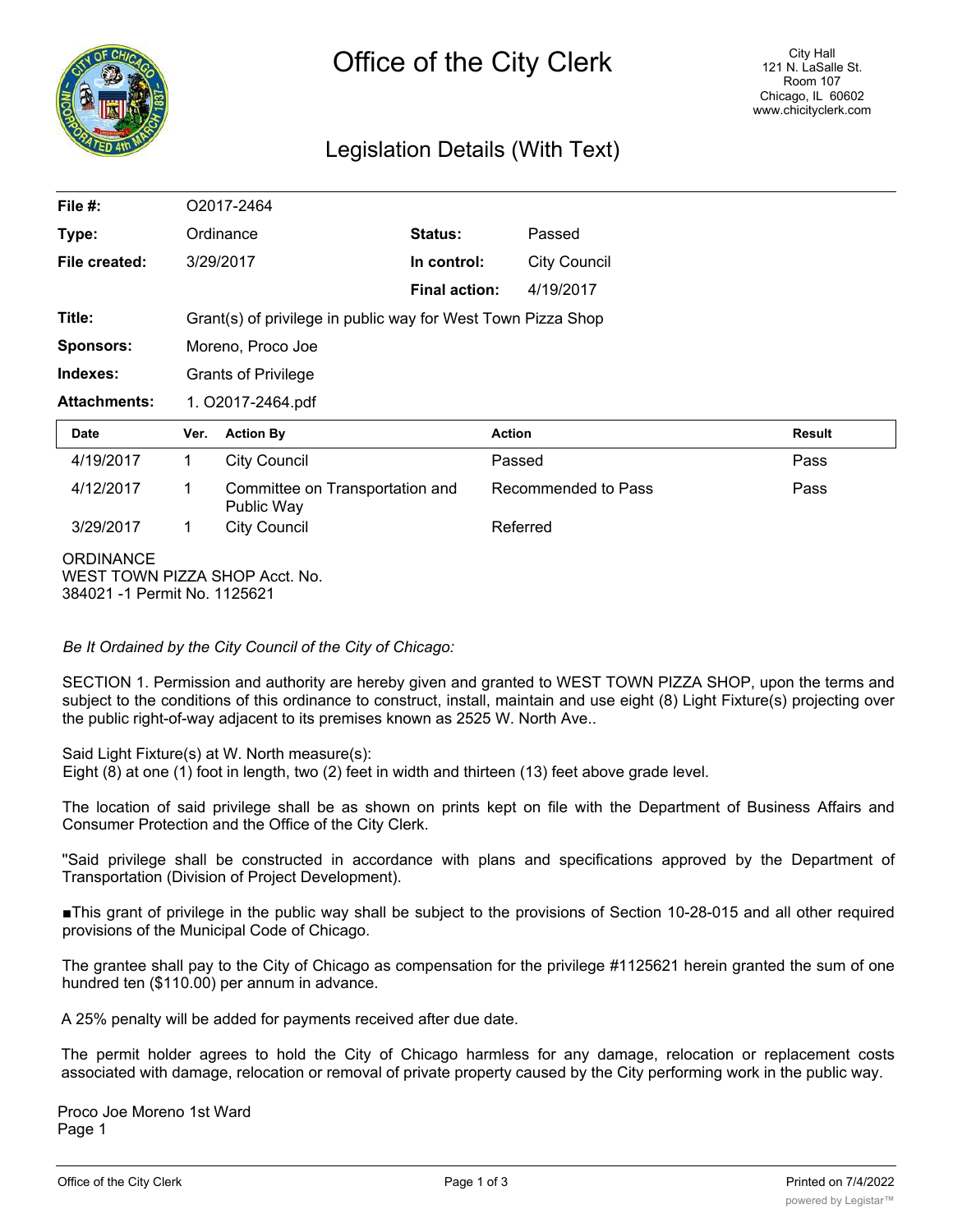# Office of the City Clerk

City Hall
121 N. LaSalle St.
Room 107
Chicago, IL 60602
www.chicityclerk.com

## Legislation Details (With Text)

| | | | |
|---|---|---|---|
| **File #:** | O2017-2464 | | |
| **Type:** | Ordinance | **Status:** | Passed |
| **File created:** | 3/29/2017 | **In control:** | City Council |
| | | **Final action:** | 4/19/2017 |
| **Title:** | Grant(s) of privilege in public way for West Town Pizza Shop | | |
| **Sponsors:** | Moreno, Proco Joe | | |
| **Indexes:** | Grants of Privilege | | |
| **Attachments:** | 1. O2017-2464.pdf | | |

| Date | Ver. | Action By | Action | Result |
|---|---|---|---|---|
| 4/19/2017 | 1 | City Council | Passed | Pass |
| 4/12/2017 | 1 | Committee on Transportation and Public Way | Recommended to Pass | Pass |
| 3/29/2017 | 1 | City Council | Referred | |

ORDINANCE
WEST TOWN PIZZA SHOP Acct. No.
384021 -1 Permit No. 1125621

*Be It Ordained by the City Council of the City of Chicago:*

SECTION 1. Permission and authority are hereby given and granted to WEST TOWN PIZZA SHOP, upon the terms and subject to the conditions of this ordinance to construct, install, maintain and use eight (8) Light Fixture(s) projecting over the public right-of-way adjacent to its premises known as 2525 W. North Ave..

Said Light Fixture(s) at W. North measure(s):
Eight (8) at one (1) foot in length, two (2) feet in width and thirteen (13) feet above grade level.

The location of said privilege shall be as shown on prints kept on file with the Department of Business Affairs and Consumer Protection and the Office of the City Clerk.

"Said privilege shall be constructed in accordance with plans and specifications approved by the Department of Transportation (Division of Project Development).

■This grant of privilege in the public way shall be subject to the provisions of Section 10-28-015 and all other required provisions of the Municipal Code of Chicago.

The grantee shall pay to the City of Chicago as compensation for the privilege #1125621 herein granted the sum of one hundred ten ($110.00) per annum in advance.

A 25% penalty will be added for payments received after due date.

The permit holder agrees to hold the City of Chicago harmless for any damage, relocation or replacement costs associated with damage, relocation or removal of private property caused by the City performing work in the public way.

Proco Joe Moreno 1st Ward
Page 1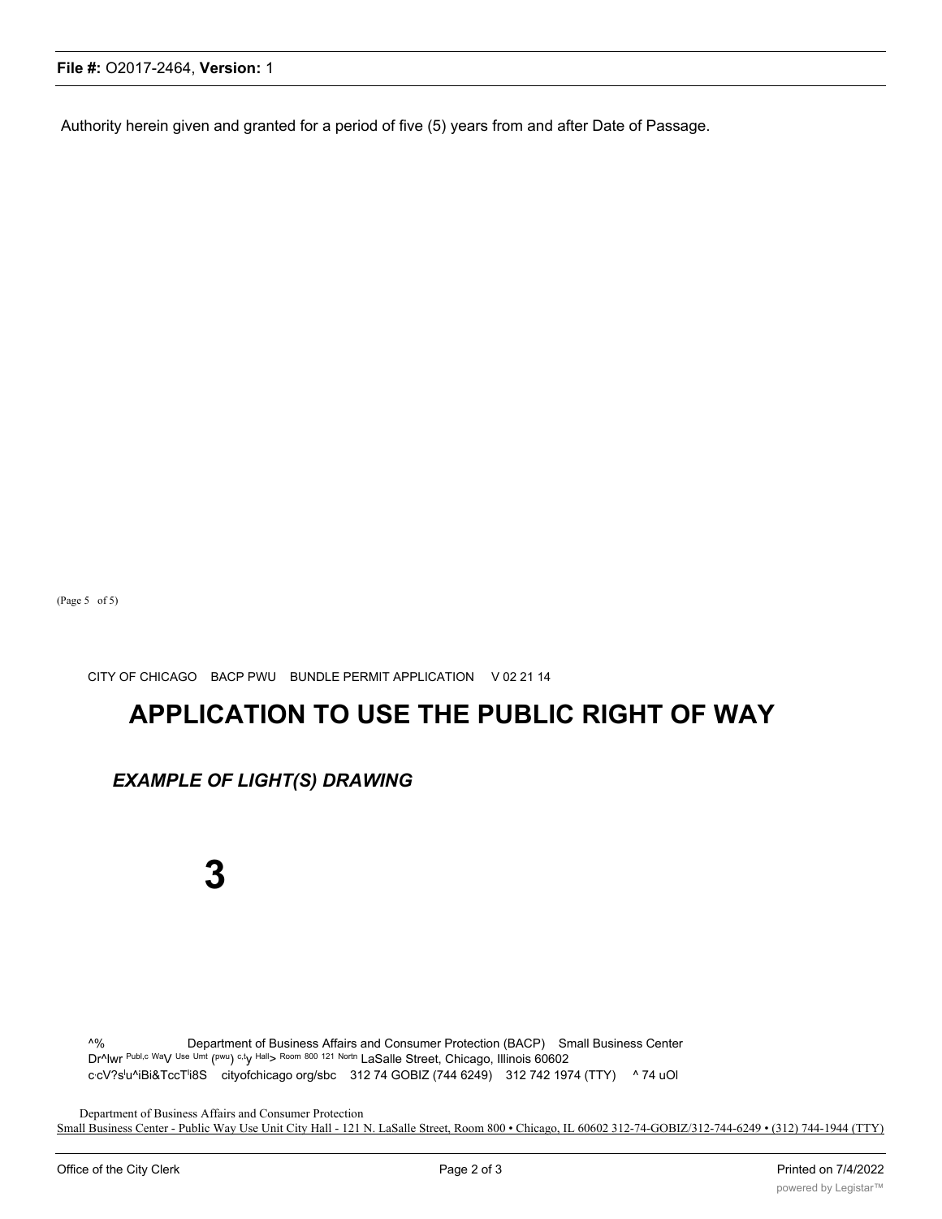Authority herein given and granted for a period of five (5) years from and after Date of Passage.

(Page 5 of 5)

CITY OF CHICAGO BACP PWU BUNDLE PERMIT APPLICATION V 02 21 14

# APPLICATION TO USE THE PUBLIC RIGHT OF WAY

## *EXAMPLE OF LIGHT(S) DRAWING*

**3**

^% Department of Business Affairs and Consumer Protection (BACP) Small Business Center
Dr^lwr Publ,c WaV Use Umt (pwu) c,ty Hall> Room 800 121 Nortn LaSalle Street, Chicago, Illinois 60602
c·cV?s'u^iBi&TccT'i8S cityofchicago org/sbc 312 74 GOBIZ (744 6249) 312 742 1974 (TTY) ^ 74 uOl

Department of Business Affairs and Consumer Protection
Small Business Center - Public Way Use Unit City Hall - 121 N. LaSalle Street, Room 800 • Chicago, IL 60602 312-74-GOBIZ/312-744-6249 • (312) 744-1944 (TTY)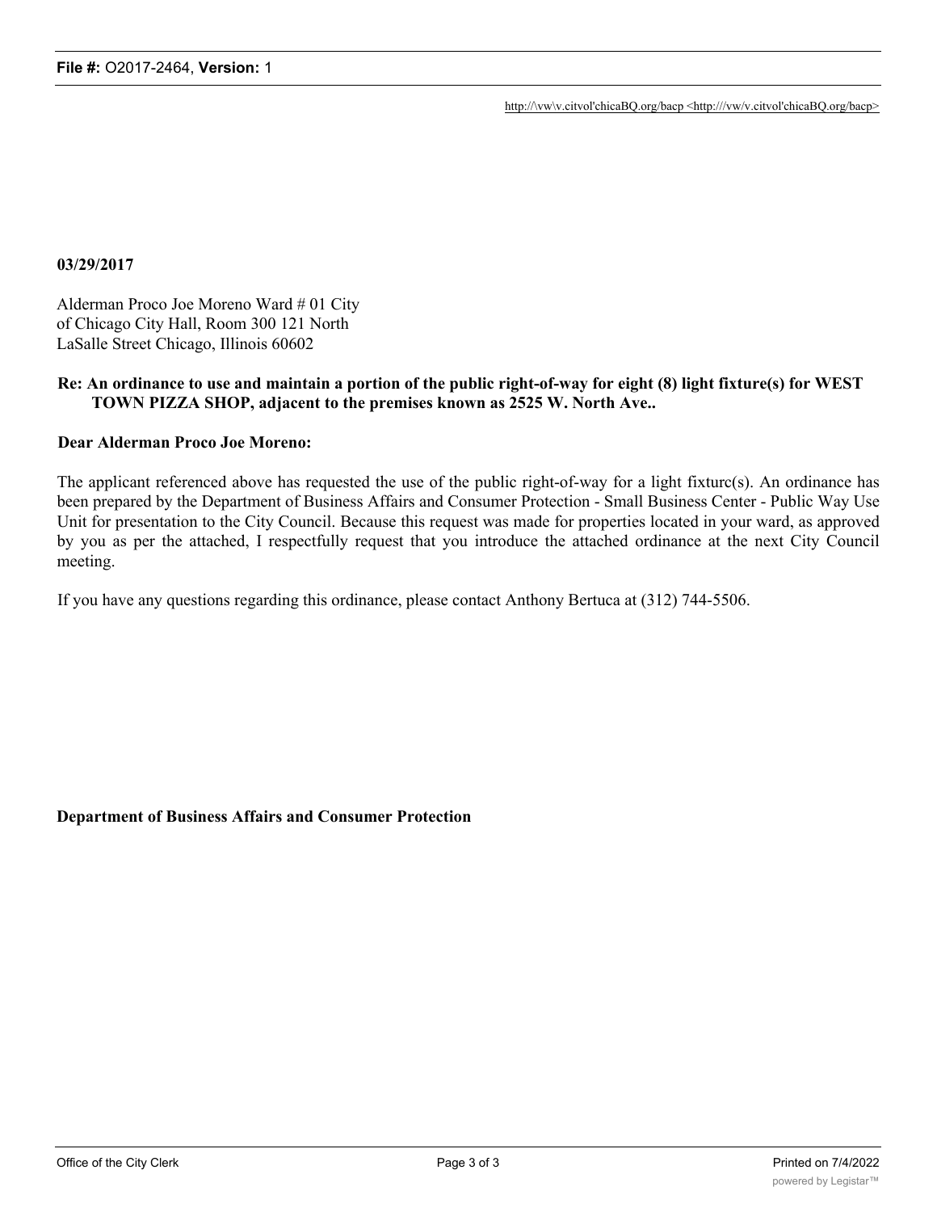http://\vw\v.citvol'chicaBQ.org/bacp <http:///vw/v.citvol'chicaBQ.org/bacp>

**03/29/2017**

Alderman Proco Joe Moreno Ward # 01 City of Chicago City Hall, Room 300 121 North LaSalle Street Chicago, Illinois 60602

**Re: An ordinance to use and maintain a portion of the public right-of-way for eight (8) light fixture(s) for WEST TOWN PIZZA SHOP, adjacent to the premises known as 2525 W. North Ave..**

**Dear Alderman Proco Joe Moreno:**

The applicant referenced above has requested the use of the public right-of-way for a light fixturc(s). An ordinance has been prepared by the Department of Business Affairs and Consumer Protection - Small Business Center - Public Way Use Unit for presentation to the City Council. Because this request was made for properties located in your ward, as approved by you as per the attached, I respectfully request that you introduce the attached ordinance at the next City Council meeting.

If you have any questions regarding this ordinance, please contact Anthony Bertuca at (312) 744-5506.

**Department of Business Affairs and Consumer Protection**